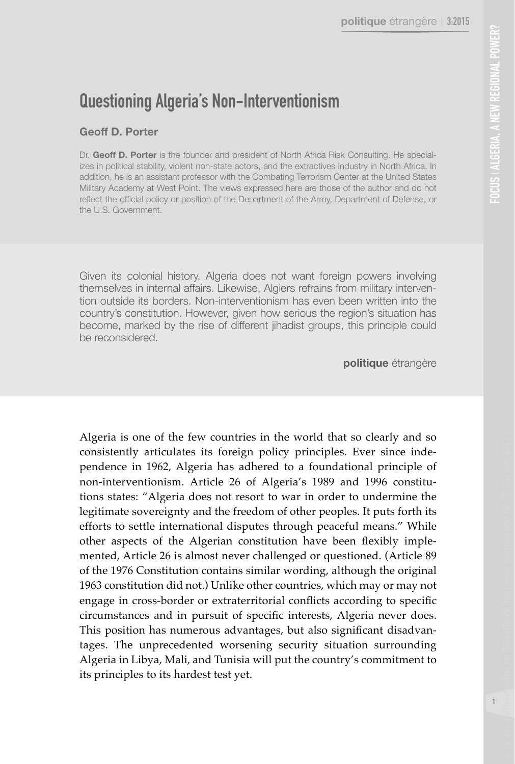# Questioning Algeria's Non-Interventionism

**Geoff D. Porter**

Dr. **Geoff D. Porter** is the founder and president of North Africa Risk Consulting. He specializes in political stability, violent non-state actors, and the extractives industry in North Africa. In addition, he is an assistant professor with the Combating Terrorism Center at the United States Military Academy at West Point. The views expressed here are those of the author and do not reflect the official policy or position of the Department of the Army, Department of Defense, or the U.S. Government.

Given its colonial history, Algeria does not want foreign powers involving themselves in internal affairs. Likewise, Algiers refrains from military intervention outside its borders. Non-interventionism has even been written into the country's constitution. However, given how serious the region's situation has become, marked by the rise of different jihadist groups, this principle could be reconsidered.

**politique** étrangère

Algeria is one of the few countries in the world that so clearly and so consistently articulates its foreign policy principles. Ever since independence in 1962, Algeria has adhered to a foundational principle of non-interventionism. Article 26 of Algeria's 1989 and 1996 constitutions states: "Algeria does not resort to war in order to undermine the legitimate sovereignty and the freedom of other peoples. It puts forth its efforts to settle international disputes through peaceful means." While other aspects of the Algerian constitution have been flexibly implemented, Article 26 is almost never challenged or questioned. (Article 89 of the 1976 Constitution contains similar wording, although the original 1963 constitution did not.) Unlike other countries, which may or may not engage in cross-border or extraterritorial conflicts according to specific circumstances and in pursuit of specific interests, Algeria never does. This position has numerous advantages, but also significant disadvantages. The unprecedented worsening security situation surrounding Algeria in Libya, Mali, and Tunisia will put the country's commitment to its principles to its hardest test yet.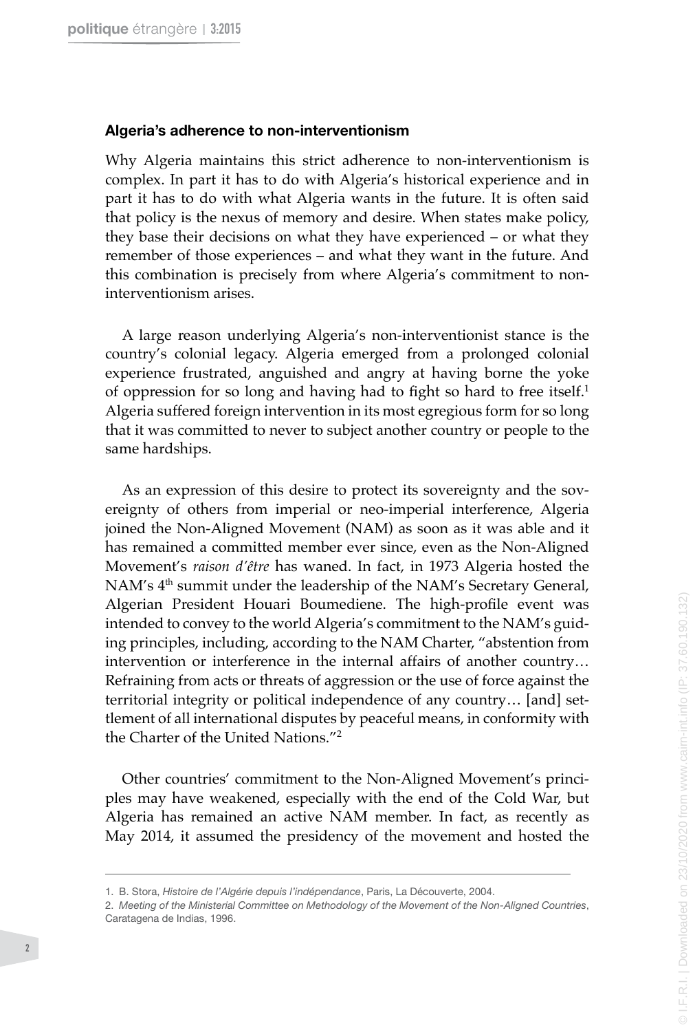### Algeria's adherence to non-interventionism

Why Algeria maintains this strict adherence to non-interventionism is complex. In part it has to do with Algeria's historical experience and in part it has to do with what Algeria wants in the future. It is often said that policy is the nexus of memory and desire. When states make policy, they base their decisions on what they have experienced – or what they remember of those experiences – and what they want in the future. And this combination is precisely from where Algeria's commitment to non-interventionism arises.

A large reason underlying Algeria's non-interventionist stance is the country's colonial legacy. Algeria emerged from a prolonged colonial experience frustrated, anguished and angry at having borne the yoke of oppression for so long and having had to fight so hard to free itself.[1] Algeria suffered foreign intervention in its most egregious form for so long that it was committed to never to subject another country or people to the same hardships.

As an expression of this desire to protect its sovereignty and the sovereignty of others from imperial or neo-imperial interference, Algeria joined the Non-Aligned Movement (NAM) as soon as it was able and it has remained a committed member ever since, even as the Non-Aligned Movement's *raison d'être* has waned. In fact, in 1973 Algeria hosted the NAM's 4th summit under the leadership of the NAM's Secretary General, Algerian President Houari Boumediene. The high-profile event was intended to convey to the world Algeria's commitment to the NAM's guiding principles, including, according to the NAM Charter, "abstention from intervention or interference in the internal affairs of another country… Refraining from acts or threats of aggression or the use of force against the territorial integrity or political independence of any country… [and] settlement of all international disputes by peaceful means, in conformity with the Charter of the United Nations."[2]

Other countries' commitment to the Non-Aligned Movement's principles may have weakened, especially with the end of the Cold War, but Algeria has remained an active NAM member. In fact, as recently as May 2014, it assumed the presidency of the movement and hosted the

---

1. B. Stora, *Histoire de l'Algérie depuis l'indépendance*, Paris, La Découverte, 2004.
2. *Meeting of the Ministerial Committee on Methodology of the Movement of the Non-Aligned Countries*, Caratagena de Indias, 1996.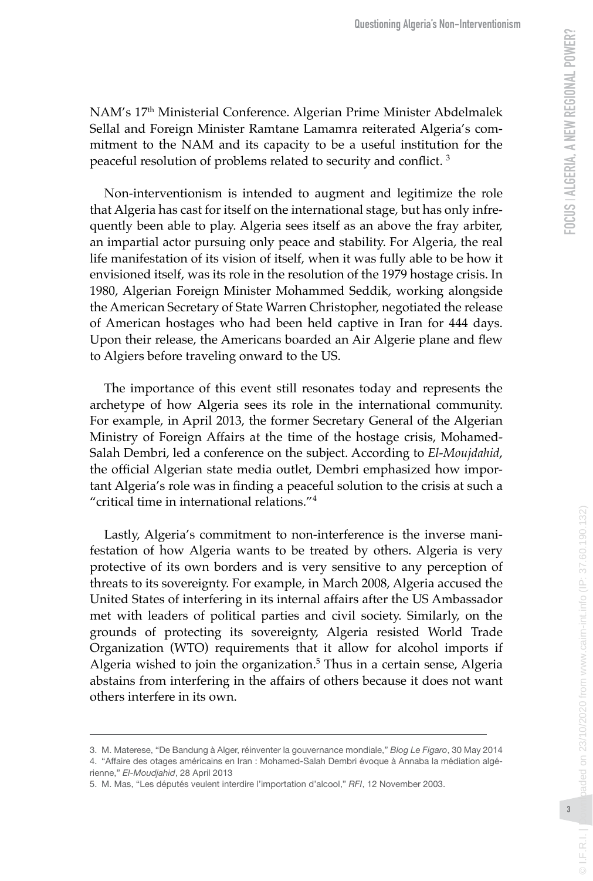NAM's 17th Ministerial Conference. Algerian Prime Minister Abdelmalek Sellal and Foreign Minister Ramtane Lamamra reiterated Algeria's commitment to the NAM and its capacity to be a useful institution for the peaceful resolution of problems related to security and conflict. [3]

Non-interventionism is intended to augment and legitimize the role that Algeria has cast for itself on the international stage, but has only infrequently been able to play. Algeria sees itself as an above the fray arbiter, an impartial actor pursuing only peace and stability. For Algeria, the real life manifestation of its vision of itself, when it was fully able to be how it envisioned itself, was its role in the resolution of the 1979 hostage crisis. In 1980, Algerian Foreign Minister Mohammed Seddik, working alongside the American Secretary of State Warren Christopher, negotiated the release of American hostages who had been held captive in Iran for 444 days. Upon their release, the Americans boarded an Air Algerie plane and flew to Algiers before traveling onward to the US.

The importance of this event still resonates today and represents the archetype of how Algeria sees its role in the international community. For example, in April 2013, the former Secretary General of the Algerian Ministry of Foreign Affairs at the time of the hostage crisis, Mohamed-Salah Dembri, led a conference on the subject. According to *El-Moujdahid*, the official Algerian state media outlet, Dembri emphasized how important Algeria's role was in finding a peaceful solution to the crisis at such a "critical time in international relations."[4]

Lastly, Algeria's commitment to non-interference is the inverse manifestation of how Algeria wants to be treated by others. Algeria is very protective of its own borders and is very sensitive to any perception of threats to its sovereignty. For example, in March 2008, Algeria accused the United States of interfering in its internal affairs after the US Ambassador met with leaders of political parties and civil society. Similarly, on the grounds of protecting its sovereignty, Algeria resisted World Trade Organization (WTO) requirements that it allow for alcohol imports if Algeria wished to join the organization.[5] Thus in a certain sense, Algeria abstains from interfering in the affairs of others because it does not want others interfere in its own.

---

3. M. Materese, "De Bandung à Alger, réinventer la gouvernance mondiale," *Blog Le Figaro*, 30 May 2014
4. "Affaire des otages américains en Iran : Mohamed-Salah Dembri évoque à Annaba la médiation algérienne," *El-Moudjahid*, 28 April 2013
5. M. Mas, "Les députés veulent interdire l'importation d'alcool," *RFI*, 12 November 2003.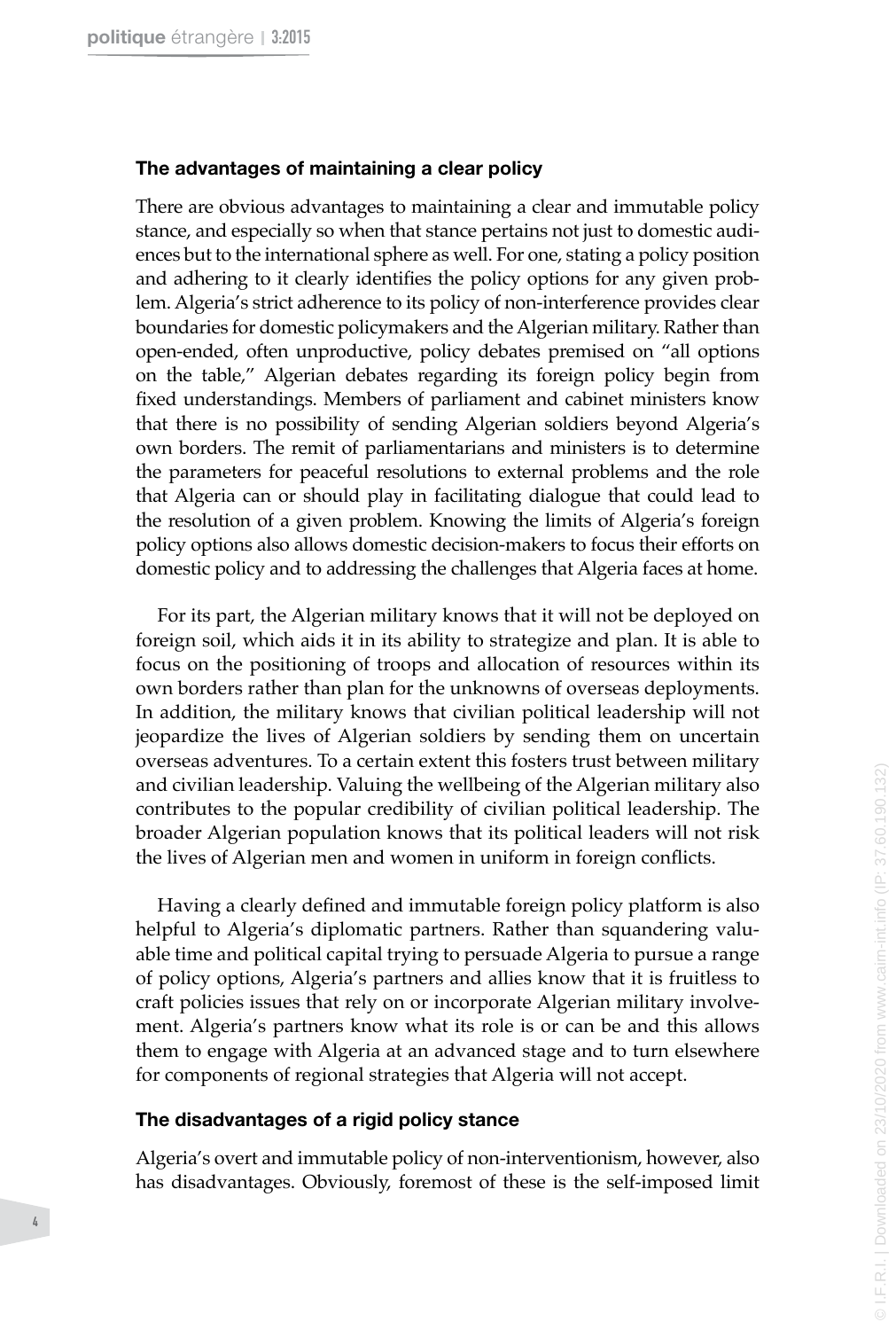### The advantages of maintaining a clear policy

There are obvious advantages to maintaining a clear and immutable policy stance, and especially so when that stance pertains not just to domestic audiences but to the international sphere as well. For one, stating a policy position and adhering to it clearly identifies the policy options for any given problem. Algeria's strict adherence to its policy of non-interference provides clear boundaries for domestic policymakers and the Algerian military. Rather than open-ended, often unproductive, policy debates premised on "all options on the table," Algerian debates regarding its foreign policy begin from fixed understandings. Members of parliament and cabinet ministers know that there is no possibility of sending Algerian soldiers beyond Algeria's own borders. The remit of parliamentarians and ministers is to determine the parameters for peaceful resolutions to external problems and the role that Algeria can or should play in facilitating dialogue that could lead to the resolution of a given problem. Knowing the limits of Algeria's foreign policy options also allows domestic decision-makers to focus their efforts on domestic policy and to addressing the challenges that Algeria faces at home.

For its part, the Algerian military knows that it will not be deployed on foreign soil, which aids it in its ability to strategize and plan. It is able to focus on the positioning of troops and allocation of resources within its own borders rather than plan for the unknowns of overseas deployments. In addition, the military knows that civilian political leadership will not jeopardize the lives of Algerian soldiers by sending them on uncertain overseas adventures. To a certain extent this fosters trust between military and civilian leadership. Valuing the wellbeing of the Algerian military also contributes to the popular credibility of civilian political leadership. The broader Algerian population knows that its political leaders will not risk the lives of Algerian men and women in uniform in foreign conflicts.

Having a clearly defined and immutable foreign policy platform is also helpful to Algeria's diplomatic partners. Rather than squandering valuable time and political capital trying to persuade Algeria to pursue a range of policy options, Algeria's partners and allies know that it is fruitless to craft policies issues that rely on or incorporate Algerian military involvement. Algeria's partners know what its role is or can be and this allows them to engage with Algeria at an advanced stage and to turn elsewhere for components of regional strategies that Algeria will not accept.

### The disadvantages of a rigid policy stance

Algeria's overt and immutable policy of non-interventionism, however, also has disadvantages. Obviously, foremost of these is the self-imposed limit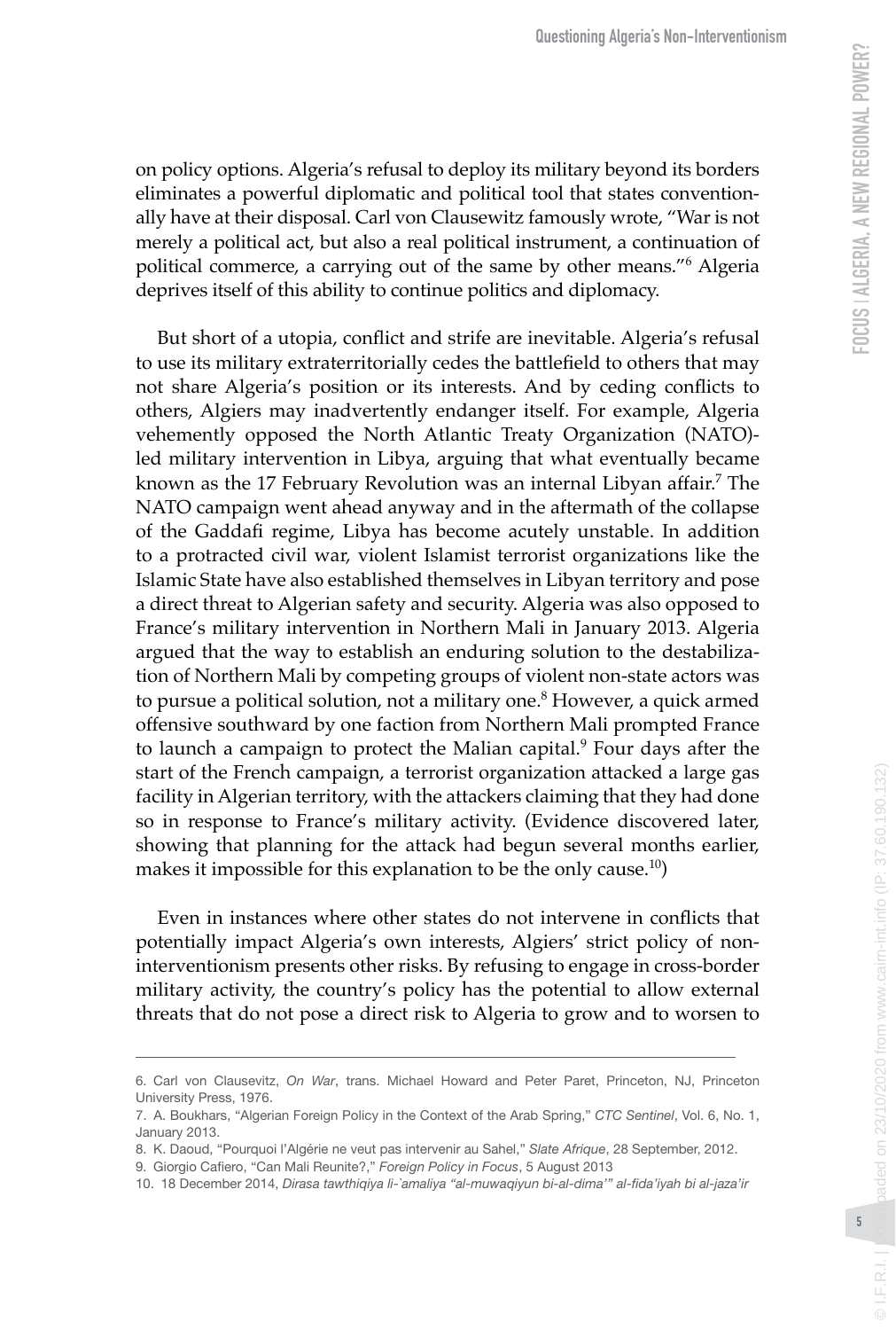on policy options. Algeria's refusal to deploy its military beyond its borders eliminates a powerful diplomatic and political tool that states conventionally have at their disposal. Carl von Clausewitz famously wrote, "War is not merely a political act, but also a real political instrument, a continuation of political commerce, a carrying out of the same by other means."[6] Algeria deprives itself of this ability to continue politics and diplomacy.

But short of a utopia, conflict and strife are inevitable. Algeria's refusal to use its military extraterritorially cedes the battlefield to others that may not share Algeria's position or its interests. And by ceding conflicts to others, Algiers may inadvertently endanger itself. For example, Algeria vehemently opposed the North Atlantic Treaty Organization (NATO)-led military intervention in Libya, arguing that what eventually became known as the 17 February Revolution was an internal Libyan affair.[7] The NATO campaign went ahead anyway and in the aftermath of the collapse of the Gaddafi regime, Libya has become acutely unstable. In addition to a protracted civil war, violent Islamist terrorist organizations like the Islamic State have also established themselves in Libyan territory and pose a direct threat to Algerian safety and security. Algeria was also opposed to France's military intervention in Northern Mali in January 2013. Algeria argued that the way to establish an enduring solution to the destabilization of Northern Mali by competing groups of violent non-state actors was to pursue a political solution, not a military one.[8] However, a quick armed offensive southward by one faction from Northern Mali prompted France to launch a campaign to protect the Malian capital.[9] Four days after the start of the French campaign, a terrorist organization attacked a large gas facility in Algerian territory, with the attackers claiming that they had done so in response to France's military activity. (Evidence discovered later, showing that planning for the attack had begun several months earlier, makes it impossible for this explanation to be the only cause.[10])

Even in instances where other states do not intervene in conflicts that potentially impact Algeria's own interests, Algiers' strict policy of non-interventionism presents other risks. By refusing to engage in cross-border military activity, the country's policy has the potential to allow external threats that do not pose a direct risk to Algeria to grow and to worsen to

---

6. Carl von Clausevitz, *On War*, trans. Michael Howard and Peter Paret, Princeton, NJ, Princeton University Press, 1976.

7. A. Boukhars, "Algerian Foreign Policy in the Context of the Arab Spring," *CTC Sentinel*, Vol. 6, No. 1, January 2013.

8. K. Daoud, "Pourquoi l'Algérie ne veut pas intervenir au Sahel," *Slate Afrique*, 28 September, 2012.

9. Giorgio Cafiero, "Can Mali Reunite?," *Foreign Policy in Focus*, 5 August 2013

10. 18 December 2014, *Dirasa tawthiqiya li-`amaliya "al-muwaqiyun bi-al-dima'" al-fida'iyah bi al-jaza'ir*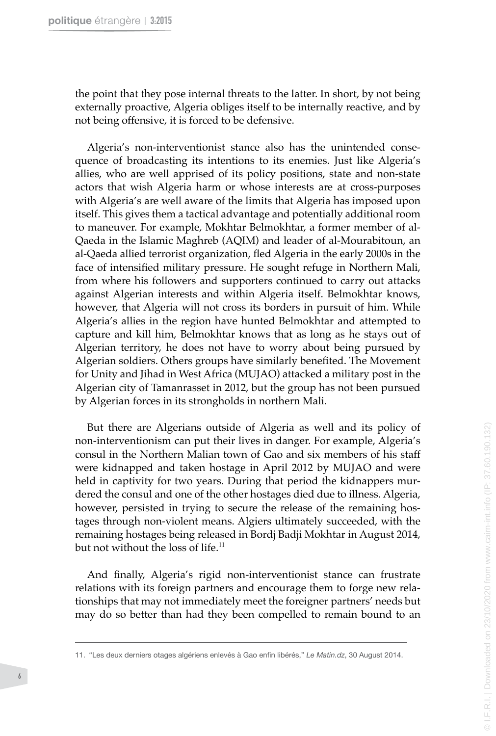the point that they pose internal threats to the latter. In short, by not being externally proactive, Algeria obliges itself to be internally reactive, and by not being offensive, it is forced to be defensive.

Algeria's non-interventionist stance also has the unintended consequence of broadcasting its intentions to its enemies. Just like Algeria's allies, who are well apprised of its policy positions, state and non-state actors that wish Algeria harm or whose interests are at cross-purposes with Algeria's are well aware of the limits that Algeria has imposed upon itself. This gives them a tactical advantage and potentially additional room to maneuver. For example, Mokhtar Belmokhtar, a former member of al-Qaeda in the Islamic Maghreb (AQIM) and leader of al-Mourabitoun, an al-Qaeda allied terrorist organization, fled Algeria in the early 2000s in the face of intensified military pressure. He sought refuge in Northern Mali, from where his followers and supporters continued to carry out attacks against Algerian interests and within Algeria itself. Belmokhtar knows, however, that Algeria will not cross its borders in pursuit of him. While Algeria's allies in the region have hunted Belmokhtar and attempted to capture and kill him, Belmokhtar knows that as long as he stays out of Algerian territory, he does not have to worry about being pursued by Algerian soldiers. Others groups have similarly benefited. The Movement for Unity and Jihad in West Africa (MUJAO) attacked a military post in the Algerian city of Tamanrasset in 2012, but the group has not been pursued by Algerian forces in its strongholds in northern Mali.

But there are Algerians outside of Algeria as well and its policy of non-interventionism can put their lives in danger. For example, Algeria's consul in the Northern Malian town of Gao and six members of his staff were kidnapped and taken hostage in April 2012 by MUJAO and were held in captivity for two years. During that period the kidnappers murdered the consul and one of the other hostages died due to illness. Algeria, however, persisted in trying to secure the release of the remaining hostages through non-violent means. Algiers ultimately succeeded, with the remaining hostages being released in Bordj Badji Mokhtar in August 2014, but not without the loss of life.[11]

And finally, Algeria's rigid non-interventionist stance can frustrate relations with its foreign partners and encourage them to forge new relationships that may not immediately meet the foreigner partners' needs but may do so better than had they been compelled to remain bound to an

---

11. "Les deux derniers otages algériens enlevés à Gao enfin libérés," *Le Matin.dz*, 30 August 2014.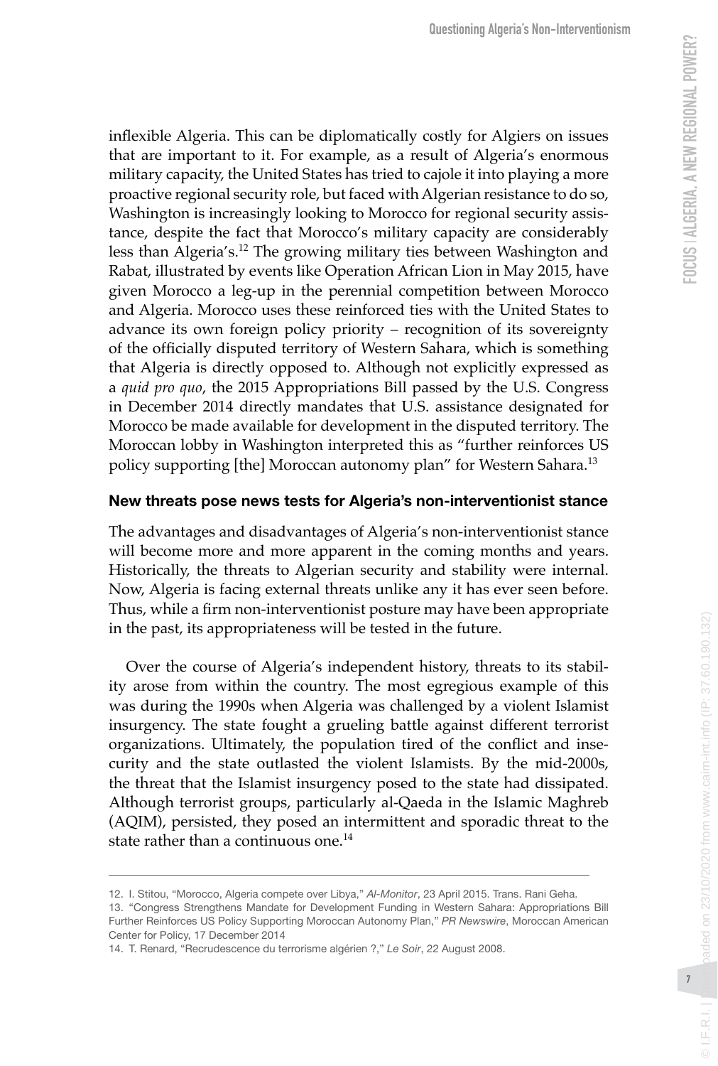inflexible Algeria. This can be diplomatically costly for Algiers on issues that are important to it. For example, as a result of Algeria's enormous military capacity, the United States has tried to cajole it into playing a more proactive regional security role, but faced with Algerian resistance to do so, Washington is increasingly looking to Morocco for regional security assistance, despite the fact that Morocco's military capacity are considerably less than Algeria's.[12] The growing military ties between Washington and Rabat, illustrated by events like Operation African Lion in May 2015, have given Morocco a leg-up in the perennial competition between Morocco and Algeria. Morocco uses these reinforced ties with the United States to advance its own foreign policy priority – recognition of its sovereignty of the officially disputed territory of Western Sahara, which is something that Algeria is directly opposed to. Although not explicitly expressed as a *quid pro quo*, the 2015 Appropriations Bill passed by the U.S. Congress in December 2014 directly mandates that U.S. assistance designated for Morocco be made available for development in the disputed territory. The Moroccan lobby in Washington interpreted this as "further reinforces US policy supporting [the] Moroccan autonomy plan" for Western Sahara.[13]

### New threats pose news tests for Algeria's non-interventionist stance

The advantages and disadvantages of Algeria's non-interventionist stance will become more and more apparent in the coming months and years. Historically, the threats to Algerian security and stability were internal. Now, Algeria is facing external threats unlike any it has ever seen before. Thus, while a firm non-interventionist posture may have been appropriate in the past, its appropriateness will be tested in the future.

Over the course of Algeria's independent history, threats to its stability arose from within the country. The most egregious example of this was during the 1990s when Algeria was challenged by a violent Islamist insurgency. The state fought a grueling battle against different terrorist organizations. Ultimately, the population tired of the conflict and insecurity and the state outlasted the violent Islamists. By the mid-2000s, the threat that the Islamist insurgency posed to the state had dissipated. Although terrorist groups, particularly al-Qaeda in the Islamic Maghreb (AQIM), persisted, they posed an intermittent and sporadic threat to the state rather than a continuous one.[14]

---

12. I. Stitou, "Morocco, Algeria compete over Libya," *Al-Monitor*, 23 April 2015. Trans. Rani Geha.

13. "Congress Strengthens Mandate for Development Funding in Western Sahara: Appropriations Bill Further Reinforces US Policy Supporting Moroccan Autonomy Plan," *PR Newswire*, Moroccan American Center for Policy, 17 December 2014

14. T. Renard, "Recrudescence du terrorisme algérien ?," *Le Soir*, 22 August 2008.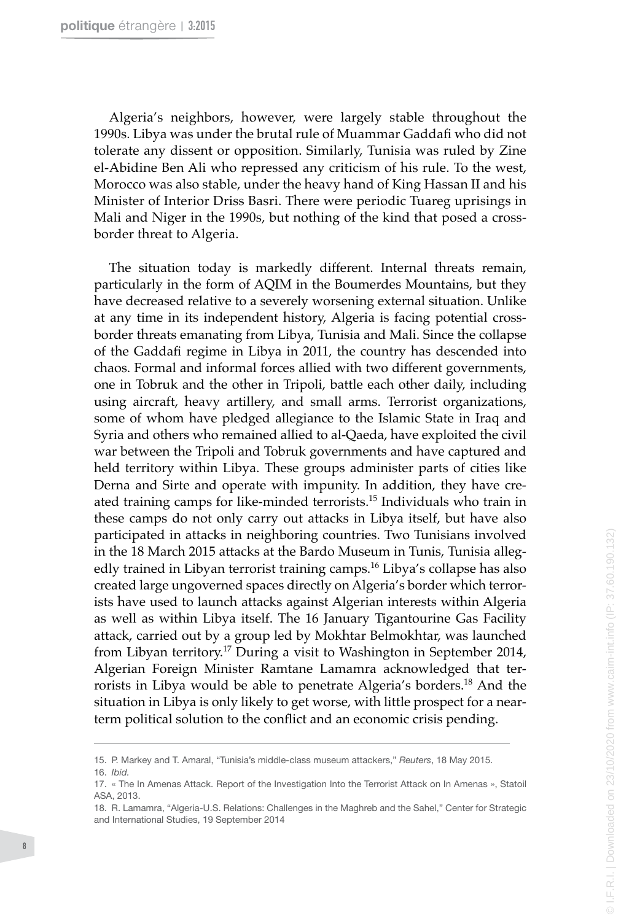Algeria's neighbors, however, were largely stable throughout the 1990s. Libya was under the brutal rule of Muammar Gaddafi who did not tolerate any dissent or opposition. Similarly, Tunisia was ruled by Zine el-Abidine Ben Ali who repressed any criticism of his rule. To the west, Morocco was also stable, under the heavy hand of King Hassan II and his Minister of Interior Driss Basri. There were periodic Tuareg uprisings in Mali and Niger in the 1990s, but nothing of the kind that posed a cross-border threat to Algeria.

The situation today is markedly different. Internal threats remain, particularly in the form of AQIM in the Boumerdes Mountains, but they have decreased relative to a severely worsening external situation. Unlike at any time in its independent history, Algeria is facing potential cross-border threats emanating from Libya, Tunisia and Mali. Since the collapse of the Gaddafi regime in Libya in 2011, the country has descended into chaos. Formal and informal forces allied with two different governments, one in Tobruk and the other in Tripoli, battle each other daily, including using aircraft, heavy artillery, and small arms. Terrorist organizations, some of whom have pledged allegiance to the Islamic State in Iraq and Syria and others who remained allied to al-Qaeda, have exploited the civil war between the Tripoli and Tobruk governments and have captured and held territory within Libya. These groups administer parts of cities like Derna and Sirte and operate with impunity. In addition, they have created training camps for like-minded terrorists.[15] Individuals who train in these camps do not only carry out attacks in Libya itself, but have also participated in attacks in neighboring countries. Two Tunisians involved in the 18 March 2015 attacks at the Bardo Museum in Tunis, Tunisia allegedly trained in Libyan terrorist training camps.[16] Libya's collapse has also created large ungoverned spaces directly on Algeria's border which terrorists have used to launch attacks against Algerian interests within Algeria as well as within Libya itself. The 16 January Tigantourine Gas Facility attack, carried out by a group led by Mokhtar Belmokhtar, was launched from Libyan territory.[17] During a visit to Washington in September 2014, Algerian Foreign Minister Ramtane Lamamra acknowledged that terrorists in Libya would be able to penetrate Algeria's borders.[18] And the situation in Libya is only likely to get worse, with little prospect for a near-term political solution to the conflict and an economic crisis pending.

---

15. P. Markey and T. Amaral, "Tunisia's middle-class museum attackers," *Reuters*, 18 May 2015.
16. *Ibid.*
17. « The In Amenas Attack. Report of the Investigation Into the Terrorist Attack on In Amenas », Statoil ASA, 2013.
18. R. Lamamra, "Algeria-U.S. Relations: Challenges in the Maghreb and the Sahel," Center for Strategic and International Studies, 19 September 2014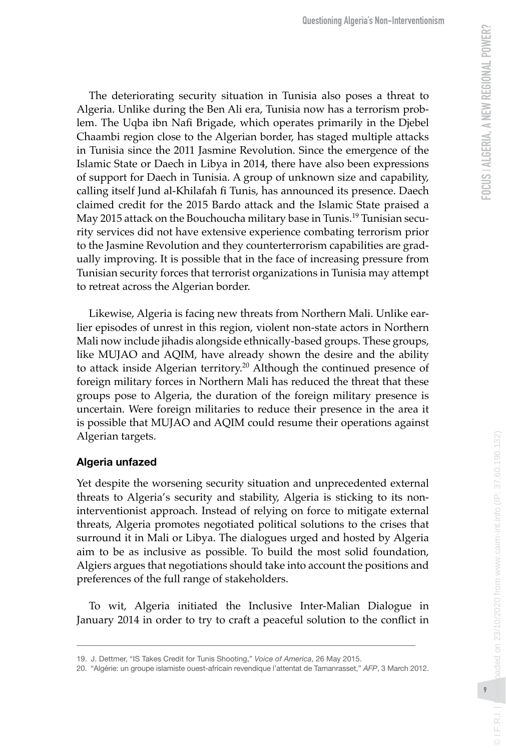The deteriorating security situation in Tunisia also poses a threat to Algeria. Unlike during the Ben Ali era, Tunisia now has a terrorism problem. The Uqba ibn Nafi Brigade, which operates primarily in the Djebel Chaambi region close to the Algerian border, has staged multiple attacks in Tunisia since the 2011 Jasmine Revolution. Since the emergence of the Islamic State or Daech in Libya in 2014, there have also been expressions of support for Daech in Tunisia. A group of unknown size and capability, calling itself Jund al-Khilafah fi Tunis, has announced its presence. Daech claimed credit for the 2015 Bardo attack and the Islamic State praised a May 2015 attack on the Bouchoucha military base in Tunis.[19] Tunisian security services did not have extensive experience combating terrorism prior to the Jasmine Revolution and they counterterrorism capabilities are gradually improving. It is possible that in the face of increasing pressure from Tunisian security forces that terrorist organizations in Tunisia may attempt to retreat across the Algerian border.

Likewise, Algeria is facing new threats from Northern Mali. Unlike earlier episodes of unrest in this region, violent non-state actors in Northern Mali now include jihadis alongside ethnically-based groups. These groups, like MUJAO and AQIM, have already shown the desire and the ability to attack inside Algerian territory.[20] Although the continued presence of foreign military forces in Northern Mali has reduced the threat that these groups pose to Algeria, the duration of the foreign military presence is uncertain. Were foreign militaries to reduce their presence in the area it is possible that MUJAO and AQIM could resume their operations against Algerian targets.

### Algeria unfazed

Yet despite the worsening security situation and unprecedented external threats to Algeria's security and stability, Algeria is sticking to its non-interventionist approach. Instead of relying on force to mitigate external threats, Algeria promotes negotiated political solutions to the crises that surround it in Mali or Libya. The dialogues urged and hosted by Algeria aim to be as inclusive as possible. To build the most solid foundation, Algiers argues that negotiations should take into account the positions and preferences of the full range of stakeholders.

To wit, Algeria initiated the Inclusive Inter-Malian Dialogue in January 2014 in order to try to craft a peaceful solution to the conflict in

---

19. J. Dettmer, "IS Takes Credit for Tunis Shooting," *Voice of America*, 26 May 2015.
20. "Algérie: un groupe islamiste ouest-africain revendique l'attentat de Tamanrasset," *AFP*, 3 March 2012.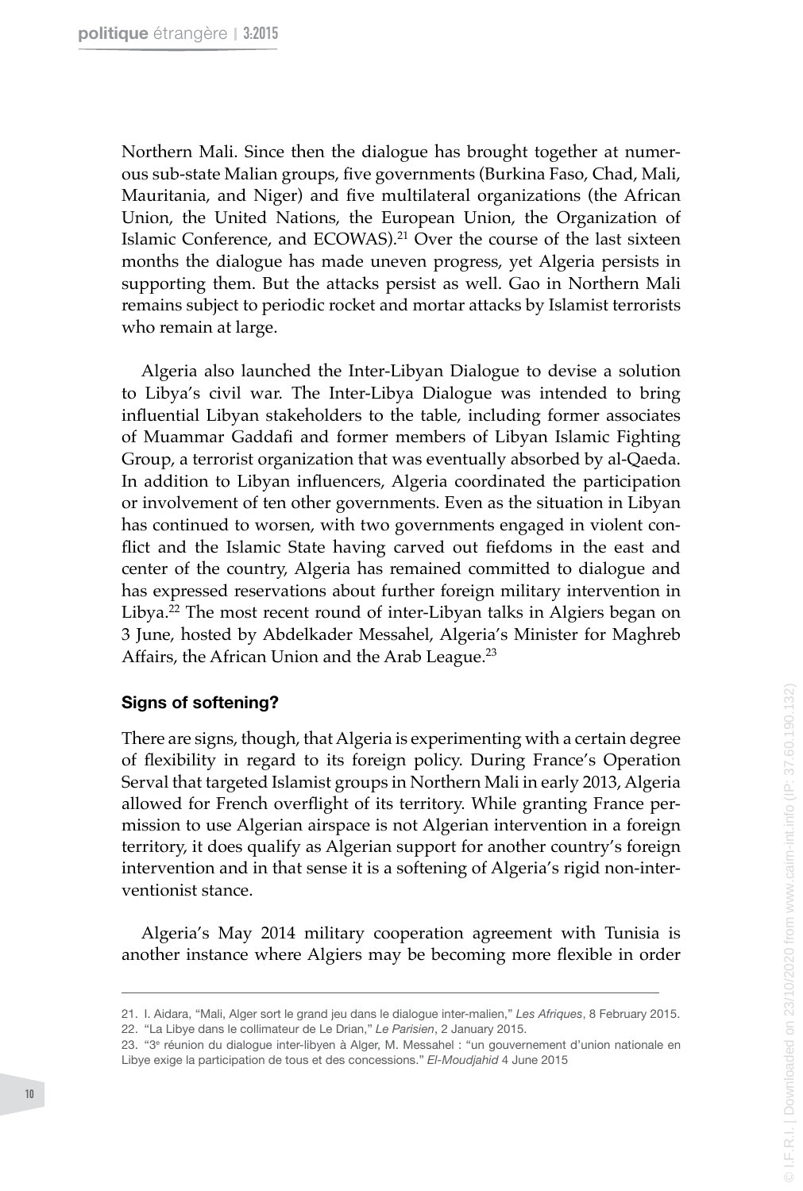Northern Mali. Since then the dialogue has brought together at numerous sub-state Malian groups, five governments (Burkina Faso, Chad, Mali, Mauritania, and Niger) and five multilateral organizations (the African Union, the United Nations, the European Union, the Organization of Islamic Conference, and ECOWAS).[21] Over the course of the last sixteen months the dialogue has made uneven progress, yet Algeria persists in supporting them. But the attacks persist as well. Gao in Northern Mali remains subject to periodic rocket and mortar attacks by Islamist terrorists who remain at large.

Algeria also launched the Inter-Libyan Dialogue to devise a solution to Libya's civil war. The Inter-Libya Dialogue was intended to bring influential Libyan stakeholders to the table, including former associates of Muammar Gaddafi and former members of Libyan Islamic Fighting Group, a terrorist organization that was eventually absorbed by al-Qaeda. In addition to Libyan influencers, Algeria coordinated the participation or involvement of ten other governments. Even as the situation in Libyan has continued to worsen, with two governments engaged in violent conflict and the Islamic State having carved out fiefdoms in the east and center of the country, Algeria has remained committed to dialogue and has expressed reservations about further foreign military intervention in Libya.[22] The most recent round of inter-Libyan talks in Algiers began on 3 June, hosted by Abdelkader Messahel, Algeria's Minister for Maghreb Affairs, the African Union and the Arab League.[23]

### Signs of softening?

There are signs, though, that Algeria is experimenting with a certain degree of flexibility in regard to its foreign policy. During France's Operation Serval that targeted Islamist groups in Northern Mali in early 2013, Algeria allowed for French overflight of its territory. While granting France permission to use Algerian airspace is not Algerian intervention in a foreign territory, it does qualify as Algerian support for another country's foreign intervention and in that sense it is a softening of Algeria's rigid non-interventionist stance.

Algeria's May 2014 military cooperation agreement with Tunisia is another instance where Algiers may be becoming more flexible in order

---

21. I. Aidara, "Mali, Alger sort le grand jeu dans le dialogue inter-malien," *Les Afriques*, 8 February 2015.
22. "La Libye dans le collimateur de Le Drian," *Le Parisien*, 2 January 2015.
23. "3e réunion du dialogue inter-libyen à Alger, M. Messahel : "un gouvernement d'union nationale en Libye exige la participation de tous et des concessions." *El-Moudjahid* 4 June 2015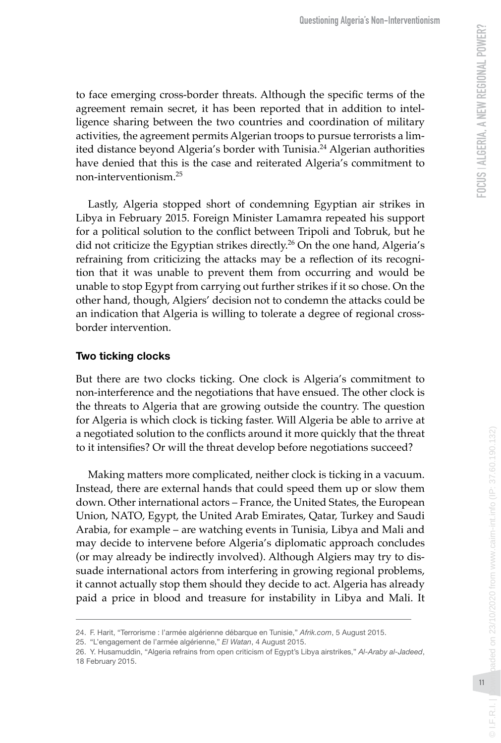to face emerging cross-border threats. Although the specific terms of the agreement remain secret, it has been reported that in addition to intelligence sharing between the two countries and coordination of military activities, the agreement permits Algerian troops to pursue terrorists a limited distance beyond Algeria's border with Tunisia.[24] Algerian authorities have denied that this is the case and reiterated Algeria's commitment to non-interventionism.[25]

Lastly, Algeria stopped short of condemning Egyptian air strikes in Libya in February 2015. Foreign Minister Lamamra repeated his support for a political solution to the conflict between Tripoli and Tobruk, but he did not criticize the Egyptian strikes directly.[26] On the one hand, Algeria's refraining from criticizing the attacks may be a reflection of its recognition that it was unable to prevent them from occurring and would be unable to stop Egypt from carrying out further strikes if it so chose. On the other hand, though, Algiers' decision not to condemn the attacks could be an indication that Algeria is willing to tolerate a degree of regional cross-border intervention.

## Two ticking clocks

But there are two clocks ticking. One clock is Algeria's commitment to non-interference and the negotiations that have ensued. The other clock is the threats to Algeria that are growing outside the country. The question for Algeria is which clock is ticking faster. Will Algeria be able to arrive at a negotiated solution to the conflicts around it more quickly that the threat to it intensifies? Or will the threat develop before negotiations succeed?

Making matters more complicated, neither clock is ticking in a vacuum. Instead, there are external hands that could speed them up or slow them down. Other international actors – France, the United States, the European Union, NATO, Egypt, the United Arab Emirates, Qatar, Turkey and Saudi Arabia, for example – are watching events in Tunisia, Libya and Mali and may decide to intervene before Algeria's diplomatic approach concludes (or may already be indirectly involved). Although Algiers may try to dissuade international actors from interfering in growing regional problems, it cannot actually stop them should they decide to act. Algeria has already paid a price in blood and treasure for instability in Libya and Mali. It

---

24. F. Harit, "Terrorisme : l'armée algérienne débarque en Tunisie," *Afrik.com*, 5 August 2015.

25. "L'engagement de l'armée algérienne," *El Watan*, 4 August 2015.

26. Y. Husamuddin, "Algeria refrains from open criticism of Egypt's Libya airstrikes," *Al-Araby al-Jadeed*, 18 February 2015.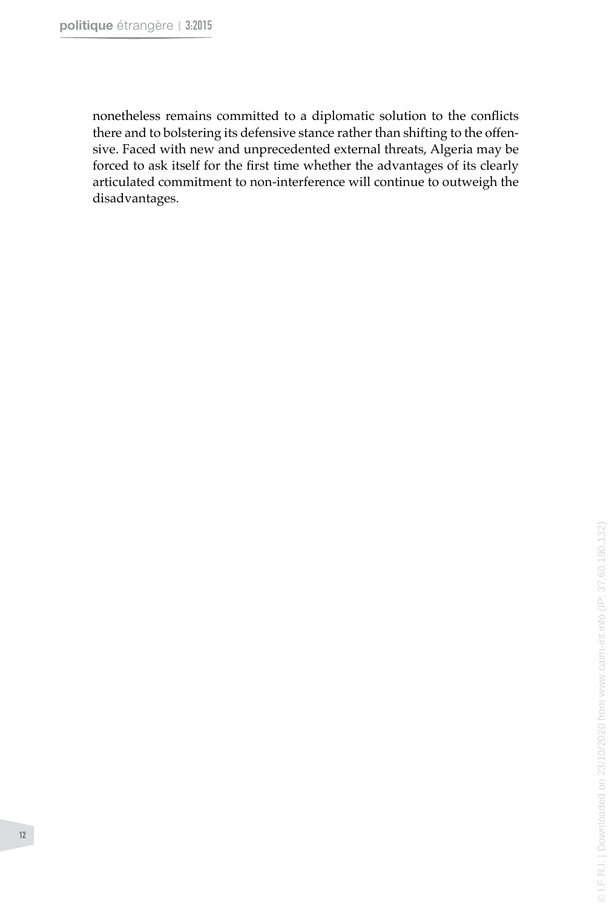nonetheless remains committed to a diplomatic solution to the conflicts there and to bolstering its defensive stance rather than shifting to the offensive. Faced with new and unprecedented external threats, Algeria may be forced to ask itself for the first time whether the advantages of its clearly articulated commitment to non-interference will continue to outweigh the disadvantages.